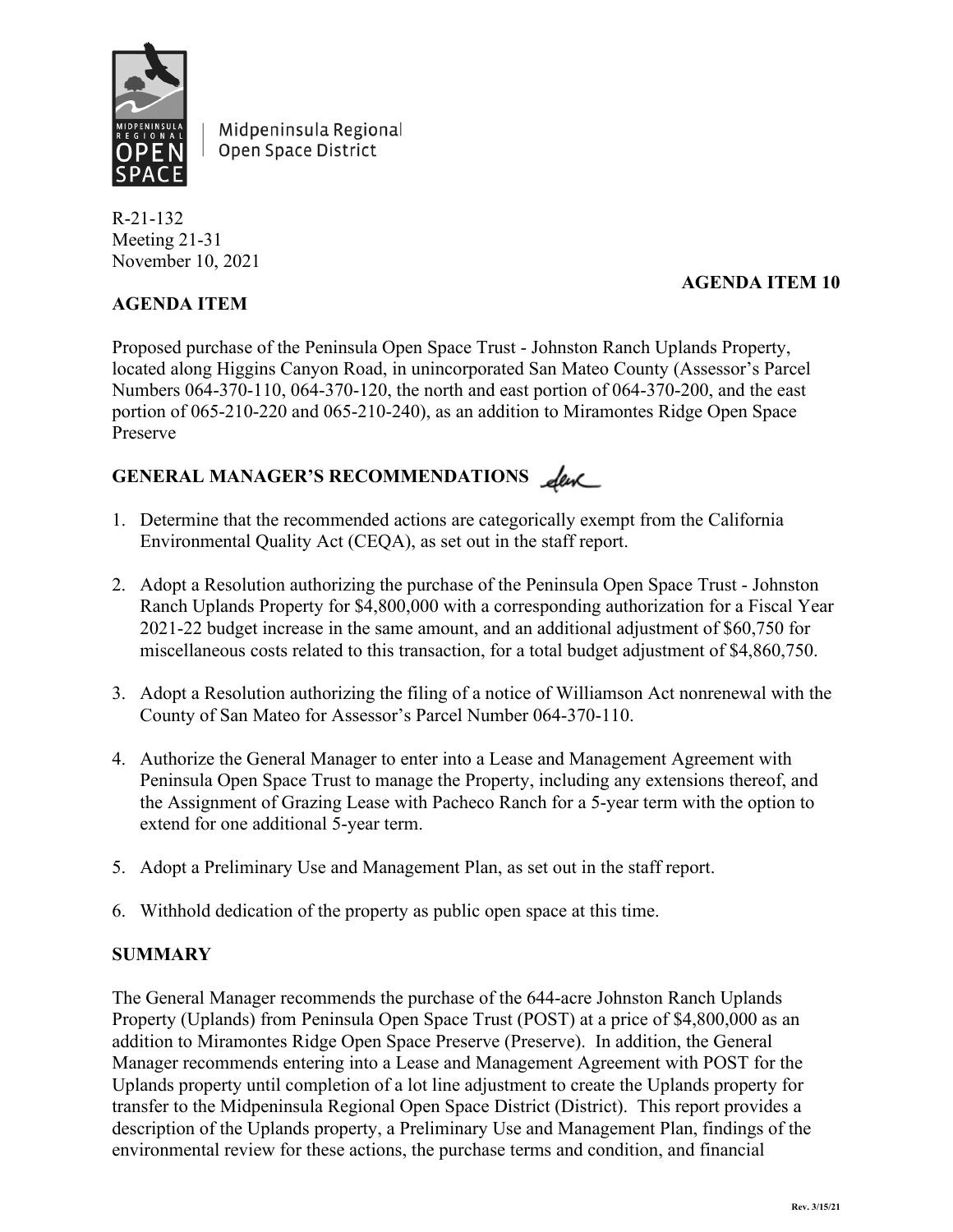Midpeninsula Regional Open Space District

R-21-132
Meeting 21-31
November 10, 2021

**AGENDA ITEM 10**

## AGENDA ITEM

Proposed purchase of the Peninsula Open Space Trust - Johnston Ranch Uplands Property, located along Higgins Canyon Road, in unincorporated San Mateo County (Assessor's Parcel Numbers 064-370-110, 064-370-120, the north and east portion of 064-370-200, and the east portion of 065-210-220 and 065-210-240), as an addition to Miramontes Ridge Open Space Preserve

## GENERAL MANAGER'S RECOMMENDATIONS

1. Determine that the recommended actions are categorically exempt from the California Environmental Quality Act (CEQA), as set out in the staff report.

2. Adopt a Resolution authorizing the purchase of the Peninsula Open Space Trust - Johnston Ranch Uplands Property for $4,800,000 with a corresponding authorization for a Fiscal Year 2021-22 budget increase in the same amount, and an additional adjustment of $60,750 for miscellaneous costs related to this transaction, for a total budget adjustment of $4,860,750.

3. Adopt a Resolution authorizing the filing of a notice of Williamson Act nonrenewal with the County of San Mateo for Assessor's Parcel Number 064-370-110.

4. Authorize the General Manager to enter into a Lease and Management Agreement with Peninsula Open Space Trust to manage the Property, including any extensions thereof, and the Assignment of Grazing Lease with Pacheco Ranch for a 5-year term with the option to extend for one additional 5-year term.

5. Adopt a Preliminary Use and Management Plan, as set out in the staff report.

6. Withhold dedication of the property as public open space at this time.

## SUMMARY

The General Manager recommends the purchase of the 644-acre Johnston Ranch Uplands Property (Uplands) from Peninsula Open Space Trust (POST) at a price of $4,800,000 as an addition to Miramontes Ridge Open Space Preserve (Preserve). In addition, the General Manager recommends entering into a Lease and Management Agreement with POST for the Uplands property until completion of a lot line adjustment to create the Uplands property for transfer to the Midpeninsula Regional Open Space District (District). This report provides a description of the Uplands property, a Preliminary Use and Management Plan, findings of the environmental review for these actions, the purchase terms and condition, and financial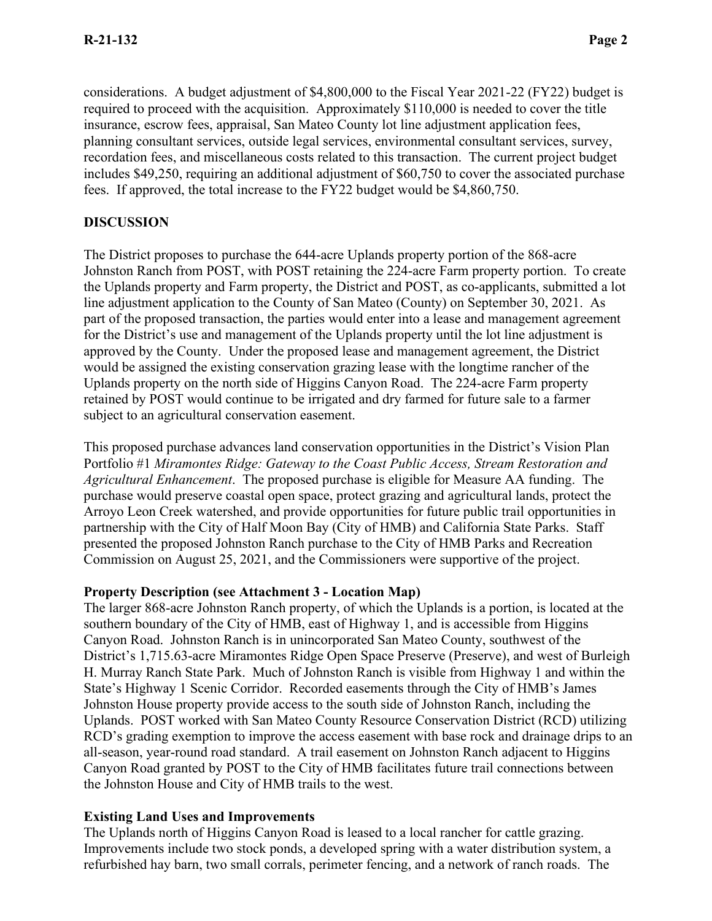considerations. A budget adjustment of $4,800,000 to the Fiscal Year 2021-22 (FY22) budget is required to proceed with the acquisition. Approximately $110,000 is needed to cover the title insurance, escrow fees, appraisal, San Mateo County lot line adjustment application fees, planning consultant services, outside legal services, environmental consultant services, survey, recordation fees, and miscellaneous costs related to this transaction. The current project budget includes $49,250, requiring an additional adjustment of $60,750 to cover the associated purchase fees. If approved, the total increase to the FY22 budget would be $4,860,750.

## DISCUSSION

The District proposes to purchase the 644-acre Uplands property portion of the 868-acre Johnston Ranch from POST, with POST retaining the 224-acre Farm property portion. To create the Uplands property and Farm property, the District and POST, as co-applicants, submitted a lot line adjustment application to the County of San Mateo (County) on September 30, 2021. As part of the proposed transaction, the parties would enter into a lease and management agreement for the District's use and management of the Uplands property until the lot line adjustment is approved by the County. Under the proposed lease and management agreement, the District would be assigned the existing conservation grazing lease with the longtime rancher of the Uplands property on the north side of Higgins Canyon Road. The 224-acre Farm property retained by POST would continue to be irrigated and dry farmed for future sale to a farmer subject to an agricultural conservation easement.

This proposed purchase advances land conservation opportunities in the District's Vision Plan Portfolio #1 *Miramontes Ridge: Gateway to the Coast Public Access, Stream Restoration and Agricultural Enhancement*. The proposed purchase is eligible for Measure AA funding. The purchase would preserve coastal open space, protect grazing and agricultural lands, protect the Arroyo Leon Creek watershed, and provide opportunities for future public trail opportunities in partnership with the City of Half Moon Bay (City of HMB) and California State Parks. Staff presented the proposed Johnston Ranch purchase to the City of HMB Parks and Recreation Commission on August 25, 2021, and the Commissioners were supportive of the project.

### Property Description (see Attachment 3 - Location Map)

The larger 868-acre Johnston Ranch property, of which the Uplands is a portion, is located at the southern boundary of the City of HMB, east of Highway 1, and is accessible from Higgins Canyon Road. Johnston Ranch is in unincorporated San Mateo County, southwest of the District's 1,715.63-acre Miramontes Ridge Open Space Preserve (Preserve), and west of Burleigh H. Murray Ranch State Park. Much of Johnston Ranch is visible from Highway 1 and within the State's Highway 1 Scenic Corridor. Recorded easements through the City of HMB's James Johnston House property provide access to the south side of Johnston Ranch, including the Uplands. POST worked with San Mateo County Resource Conservation District (RCD) utilizing RCD's grading exemption to improve the access easement with base rock and drainage drips to an all-season, year-round road standard. A trail easement on Johnston Ranch adjacent to Higgins Canyon Road granted by POST to the City of HMB facilitates future trail connections between the Johnston House and City of HMB trails to the west.

### Existing Land Uses and Improvements

The Uplands north of Higgins Canyon Road is leased to a local rancher for cattle grazing. Improvements include two stock ponds, a developed spring with a water distribution system, a refurbished hay barn, two small corrals, perimeter fencing, and a network of ranch roads. The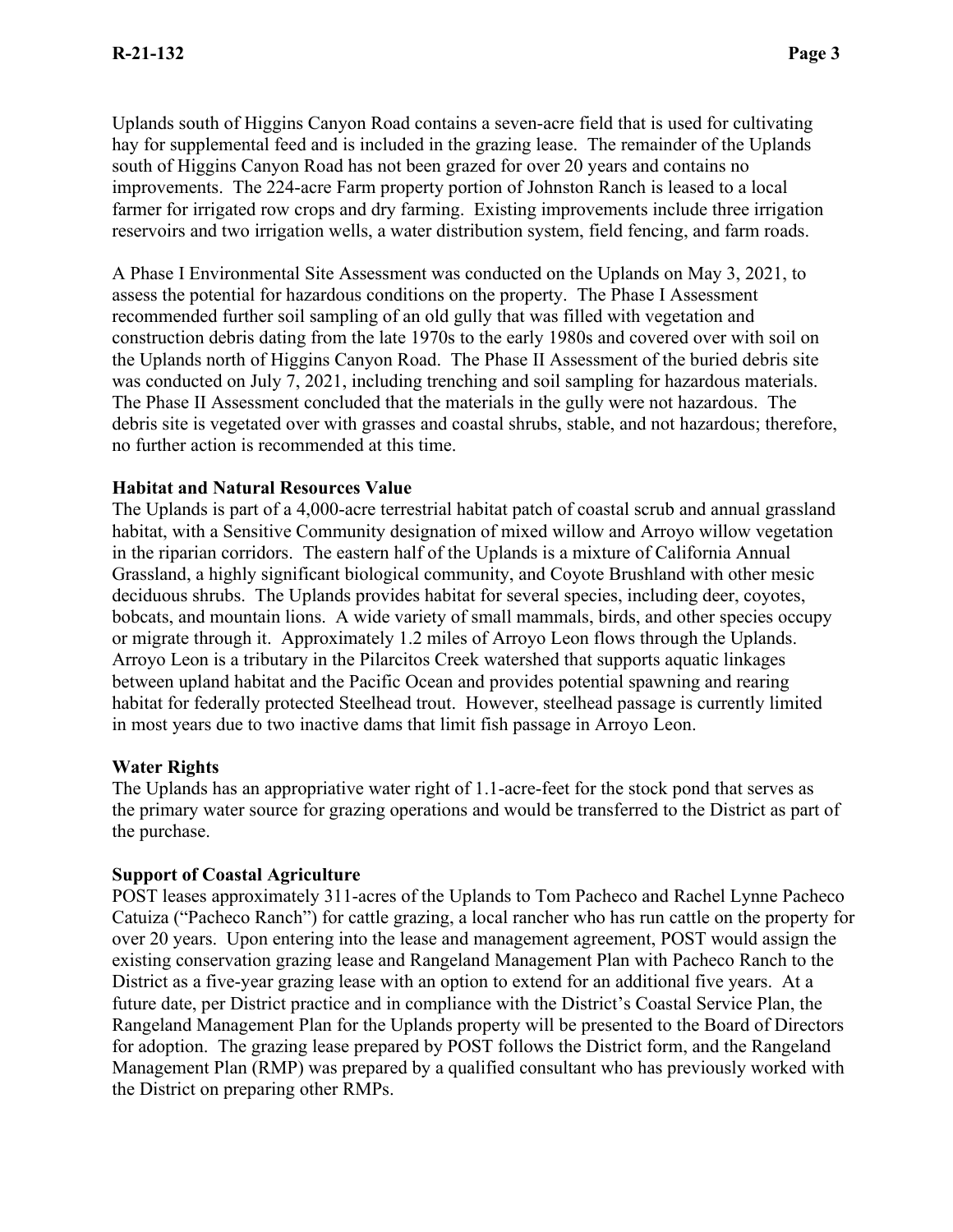Uplands south of Higgins Canyon Road contains a seven-acre field that is used for cultivating hay for supplemental feed and is included in the grazing lease. The remainder of the Uplands south of Higgins Canyon Road has not been grazed for over 20 years and contains no improvements. The 224-acre Farm property portion of Johnston Ranch is leased to a local farmer for irrigated row crops and dry farming. Existing improvements include three irrigation reservoirs and two irrigation wells, a water distribution system, field fencing, and farm roads.

A Phase I Environmental Site Assessment was conducted on the Uplands on May 3, 2021, to assess the potential for hazardous conditions on the property. The Phase I Assessment recommended further soil sampling of an old gully that was filled with vegetation and construction debris dating from the late 1970s to the early 1980s and covered over with soil on the Uplands north of Higgins Canyon Road. The Phase II Assessment of the buried debris site was conducted on July 7, 2021, including trenching and soil sampling for hazardous materials. The Phase II Assessment concluded that the materials in the gully were not hazardous. The debris site is vegetated over with grasses and coastal shrubs, stable, and not hazardous; therefore, no further action is recommended at this time.

**Habitat and Natural Resources Value**

The Uplands is part of a 4,000-acre terrestrial habitat patch of coastal scrub and annual grassland habitat, with a Sensitive Community designation of mixed willow and Arroyo willow vegetation in the riparian corridors. The eastern half of the Uplands is a mixture of California Annual Grassland, a highly significant biological community, and Coyote Brushland with other mesic deciduous shrubs. The Uplands provides habitat for several species, including deer, coyotes, bobcats, and mountain lions. A wide variety of small mammals, birds, and other species occupy or migrate through it. Approximately 1.2 miles of Arroyo Leon flows through the Uplands. Arroyo Leon is a tributary in the Pilarcitos Creek watershed that supports aquatic linkages between upland habitat and the Pacific Ocean and provides potential spawning and rearing habitat for federally protected Steelhead trout. However, steelhead passage is currently limited in most years due to two inactive dams that limit fish passage in Arroyo Leon.

**Water Rights**

The Uplands has an appropriative water right of 1.1-acre-feet for the stock pond that serves as the primary water source for grazing operations and would be transferred to the District as part of the purchase.

**Support of Coastal Agriculture**

POST leases approximately 311-acres of the Uplands to Tom Pacheco and Rachel Lynne Pacheco Catuiza ("Pacheco Ranch") for cattle grazing, a local rancher who has run cattle on the property for over 20 years. Upon entering into the lease and management agreement, POST would assign the existing conservation grazing lease and Rangeland Management Plan with Pacheco Ranch to the District as a five-year grazing lease with an option to extend for an additional five years. At a future date, per District practice and in compliance with the District's Coastal Service Plan, the Rangeland Management Plan for the Uplands property will be presented to the Board of Directors for adoption. The grazing lease prepared by POST follows the District form, and the Rangeland Management Plan (RMP) was prepared by a qualified consultant who has previously worked with the District on preparing other RMPs.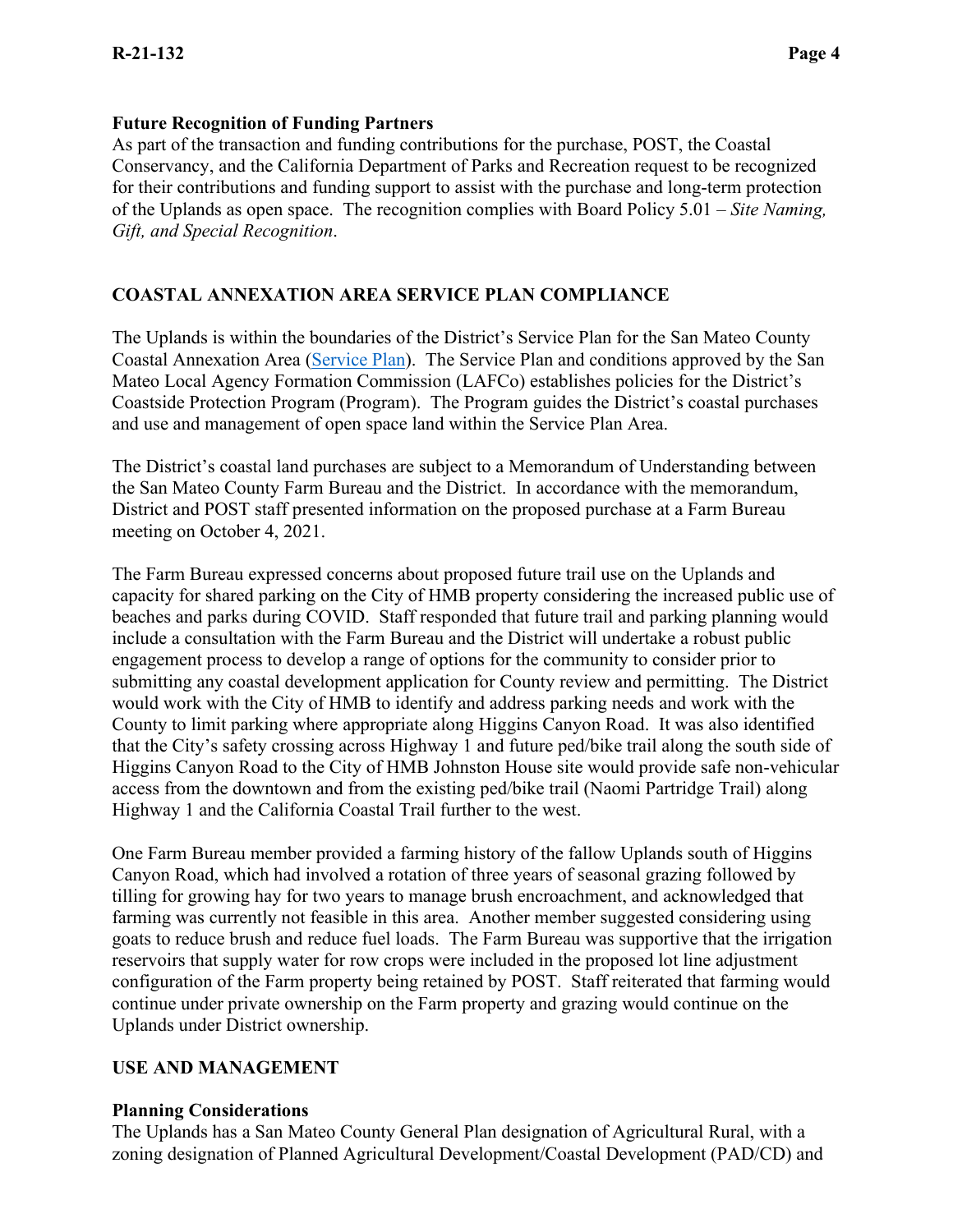**Future Recognition of Funding Partners**
As part of the transaction and funding contributions for the purchase, POST, the Coastal Conservancy, and the California Department of Parks and Recreation request to be recognized for their contributions and funding support to assist with the purchase and long-term protection of the Uplands as open space. The recognition complies with Board Policy 5.01 – *Site Naming, Gift, and Special Recognition*.

## COASTAL ANNEXATION AREA SERVICE PLAN COMPLIANCE

The Uplands is within the boundaries of the District's Service Plan for the San Mateo County Coastal Annexation Area (Service Plan). The Service Plan and conditions approved by the San Mateo Local Agency Formation Commission (LAFCo) establishes policies for the District's Coastside Protection Program (Program). The Program guides the District's coastal purchases and use and management of open space land within the Service Plan Area.

The District's coastal land purchases are subject to a Memorandum of Understanding between the San Mateo County Farm Bureau and the District. In accordance with the memorandum, District and POST staff presented information on the proposed purchase at a Farm Bureau meeting on October 4, 2021.

The Farm Bureau expressed concerns about proposed future trail use on the Uplands and capacity for shared parking on the City of HMB property considering the increased public use of beaches and parks during COVID. Staff responded that future trail and parking planning would include a consultation with the Farm Bureau and the District will undertake a robust public engagement process to develop a range of options for the community to consider prior to submitting any coastal development application for County review and permitting. The District would work with the City of HMB to identify and address parking needs and work with the County to limit parking where appropriate along Higgins Canyon Road. It was also identified that the City's safety crossing across Highway 1 and future ped/bike trail along the south side of Higgins Canyon Road to the City of HMB Johnston House site would provide safe non-vehicular access from the downtown and from the existing ped/bike trail (Naomi Partridge Trail) along Highway 1 and the California Coastal Trail further to the west.

One Farm Bureau member provided a farming history of the fallow Uplands south of Higgins Canyon Road, which had involved a rotation of three years of seasonal grazing followed by tilling for growing hay for two years to manage brush encroachment, and acknowledged that farming was currently not feasible in this area. Another member suggested considering using goats to reduce brush and reduce fuel loads. The Farm Bureau was supportive that the irrigation reservoirs that supply water for row crops were included in the proposed lot line adjustment configuration of the Farm property being retained by POST. Staff reiterated that farming would continue under private ownership on the Farm property and grazing would continue on the Uplands under District ownership.

## USE AND MANAGEMENT

**Planning Considerations**
The Uplands has a San Mateo County General Plan designation of Agricultural Rural, with a zoning designation of Planned Agricultural Development/Coastal Development (PAD/CD) and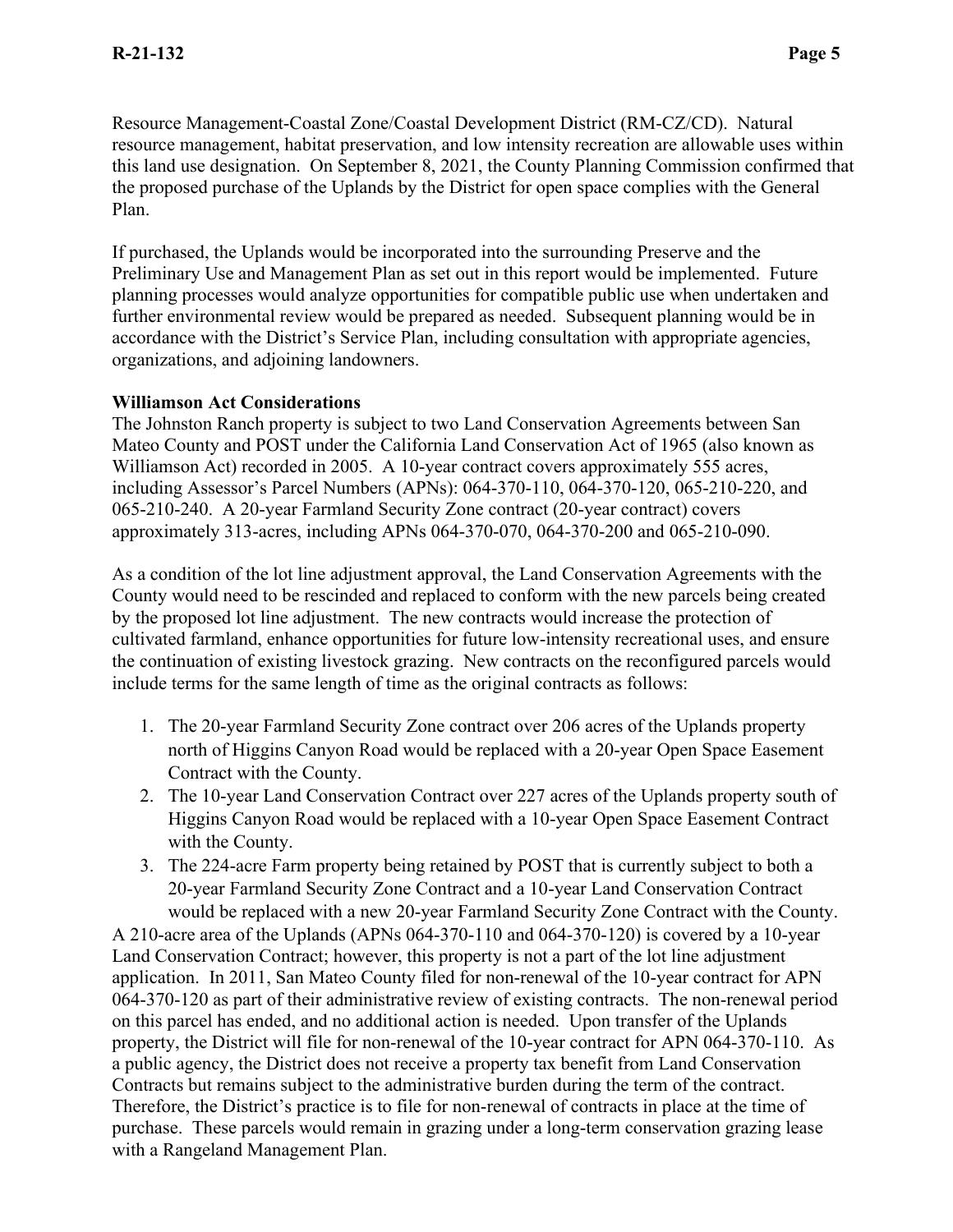Resource Management-Coastal Zone/Coastal Development District (RM-CZ/CD). Natural resource management, habitat preservation, and low intensity recreation are allowable uses within this land use designation. On September 8, 2021, the County Planning Commission confirmed that the proposed purchase of the Uplands by the District for open space complies with the General Plan.

If purchased, the Uplands would be incorporated into the surrounding Preserve and the Preliminary Use and Management Plan as set out in this report would be implemented. Future planning processes would analyze opportunities for compatible public use when undertaken and further environmental review would be prepared as needed. Subsequent planning would be in accordance with the District's Service Plan, including consultation with appropriate agencies, organizations, and adjoining landowners.

**Williamson Act Considerations**

The Johnston Ranch property is subject to two Land Conservation Agreements between San Mateo County and POST under the California Land Conservation Act of 1965 (also known as Williamson Act) recorded in 2005. A 10-year contract covers approximately 555 acres, including Assessor's Parcel Numbers (APNs): 064-370-110, 064-370-120, 065-210-220, and 065-210-240. A 20-year Farmland Security Zone contract (20-year contract) covers approximately 313-acres, including APNs 064-370-070, 064-370-200 and 065-210-090.

As a condition of the lot line adjustment approval, the Land Conservation Agreements with the County would need to be rescinded and replaced to conform with the new parcels being created by the proposed lot line adjustment. The new contracts would increase the protection of cultivated farmland, enhance opportunities for future low-intensity recreational uses, and ensure the continuation of existing livestock grazing. New contracts on the reconfigured parcels would include terms for the same length of time as the original contracts as follows:

1. The 20-year Farmland Security Zone contract over 206 acres of the Uplands property north of Higgins Canyon Road would be replaced with a 20-year Open Space Easement Contract with the County.
2. The 10-year Land Conservation Contract over 227 acres of the Uplands property south of Higgins Canyon Road would be replaced with a 10-year Open Space Easement Contract with the County.
3. The 224-acre Farm property being retained by POST that is currently subject to both a 20-year Farmland Security Zone Contract and a 10-year Land Conservation Contract would be replaced with a new 20-year Farmland Security Zone Contract with the County.

A 210-acre area of the Uplands (APNs 064-370-110 and 064-370-120) is covered by a 10-year Land Conservation Contract; however, this property is not a part of the lot line adjustment application. In 2011, San Mateo County filed for non-renewal of the 10-year contract for APN 064-370-120 as part of their administrative review of existing contracts. The non-renewal period on this parcel has ended, and no additional action is needed. Upon transfer of the Uplands property, the District will file for non-renewal of the 10-year contract for APN 064-370-110. As a public agency, the District does not receive a property tax benefit from Land Conservation Contracts but remains subject to the administrative burden during the term of the contract. Therefore, the District's practice is to file for non-renewal of contracts in place at the time of purchase. These parcels would remain in grazing under a long-term conservation grazing lease with a Rangeland Management Plan.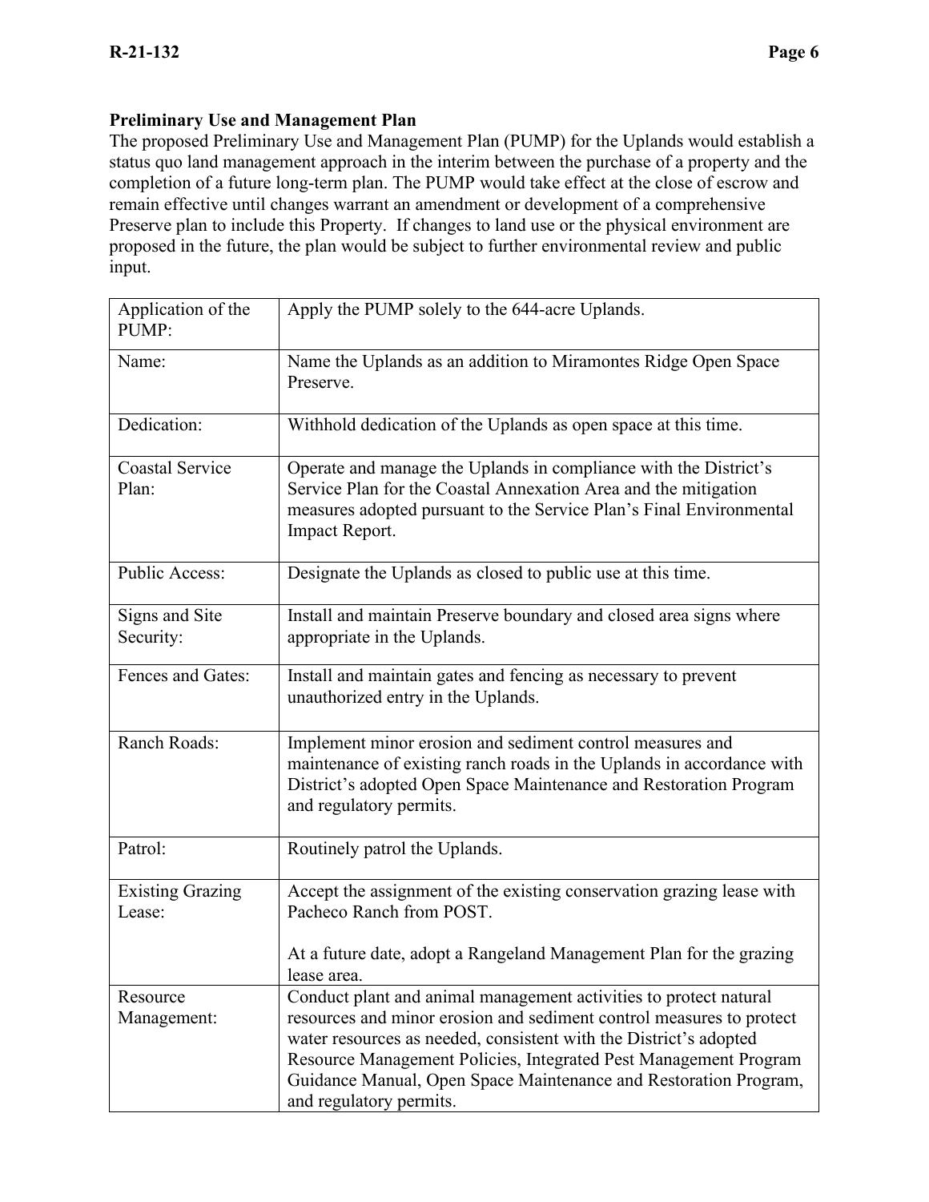**Preliminary Use and Management Plan**

The proposed Preliminary Use and Management Plan (PUMP) for the Uplands would establish a status quo land management approach in the interim between the purchase of a property and the completion of a future long-term plan. The PUMP would take effect at the close of escrow and remain effective until changes warrant an amendment or development of a comprehensive Preserve plan to include this Property. If changes to land use or the physical environment are proposed in the future, the plan would be subject to further environmental review and public input.

| | |
|---|---|
| Application of the PUMP: | Apply the PUMP solely to the 644-acre Uplands. |
| Name: | Name the Uplands as an addition to Miramontes Ridge Open Space Preserve. |
| Dedication: | Withhold dedication of the Uplands as open space at this time. |
| Coastal Service Plan: | Operate and manage the Uplands in compliance with the District's Service Plan for the Coastal Annexation Area and the mitigation measures adopted pursuant to the Service Plan's Final Environmental Impact Report. |
| Public Access: | Designate the Uplands as closed to public use at this time. |
| Signs and Site Security: | Install and maintain Preserve boundary and closed area signs where appropriate in the Uplands. |
| Fences and Gates: | Install and maintain gates and fencing as necessary to prevent unauthorized entry in the Uplands. |
| Ranch Roads: | Implement minor erosion and sediment control measures and maintenance of existing ranch roads in the Uplands in accordance with District's adopted Open Space Maintenance and Restoration Program and regulatory permits. |
| Patrol: | Routinely patrol the Uplands. |
| Existing Grazing Lease: | Accept the assignment of the existing conservation grazing lease with Pacheco Ranch from POST.<br><br>At a future date, adopt a Rangeland Management Plan for the grazing lease area. |
| Resource Management: | Conduct plant and animal management activities to protect natural resources and minor erosion and sediment control measures to protect water resources as needed, consistent with the District's adopted Resource Management Policies, Integrated Pest Management Program Guidance Manual, Open Space Maintenance and Restoration Program, and regulatory permits. |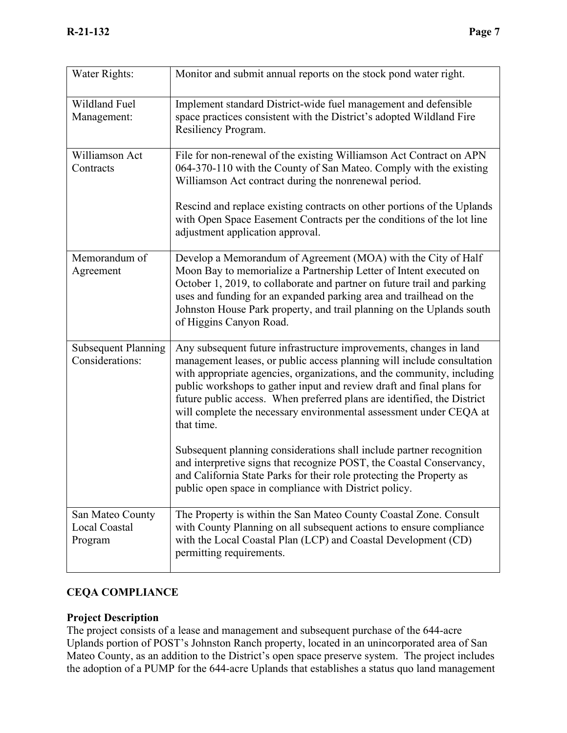| | |
|---|---|
| Water Rights: | Monitor and submit annual reports on the stock pond water right. |
| Wildland Fuel Management: | Implement standard District-wide fuel management and defensible space practices consistent with the District's adopted Wildland Fire Resiliency Program. |
| Williamson Act Contracts | File for non-renewal of the existing Williamson Act Contract on APN 064-370-110 with the County of San Mateo. Comply with the existing Williamson Act contract during the nonrenewal period.<br><br>Rescind and replace existing contracts on other portions of the Uplands with Open Space Easement Contracts per the conditions of the lot line adjustment application approval. |
| Memorandum of Agreement | Develop a Memorandum of Agreement (MOA) with the City of Half Moon Bay to memorialize a Partnership Letter of Intent executed on October 1, 2019, to collaborate and partner on future trail and parking uses and funding for an expanded parking area and trailhead on the Johnston House Park property, and trail planning on the Uplands south of Higgins Canyon Road. |
| Subsequent Planning Considerations: | Any subsequent future infrastructure improvements, changes in land management leases, or public access planning will include consultation with appropriate agencies, organizations, and the community, including public workshops to gather input and review draft and final plans for future public access. When preferred plans are identified, the District will complete the necessary environmental assessment under CEQA at that time.<br><br>Subsequent planning considerations shall include partner recognition and interpretive signs that recognize POST, the Coastal Conservancy, and California State Parks for their role protecting the Property as public open space in compliance with District policy. |
| San Mateo County Local Coastal Program | The Property is within the San Mateo County Coastal Zone. Consult with County Planning on all subsequent actions to ensure compliance with the Local Coastal Plan (LCP) and Coastal Development (CD) permitting requirements. |

## CEQA COMPLIANCE

**Project Description**

The project consists of a lease and management and subsequent purchase of the 644-acre Uplands portion of POST's Johnston Ranch property, located in an unincorporated area of San Mateo County, as an addition to the District's open space preserve system. The project includes the adoption of a PUMP for the 644-acre Uplands that establishes a status quo land management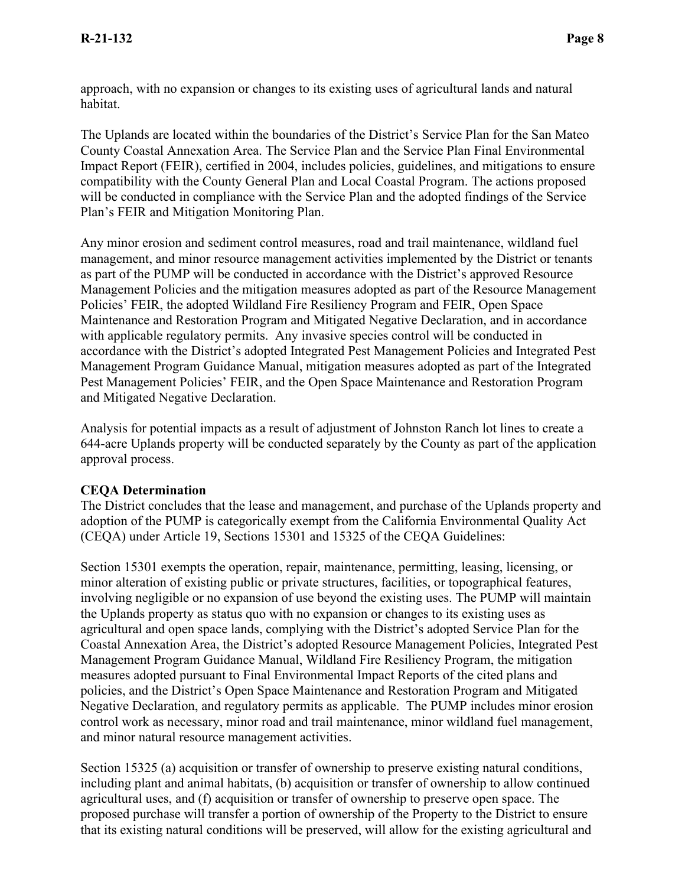approach, with no expansion or changes to its existing uses of agricultural lands and natural habitat.

The Uplands are located within the boundaries of the District's Service Plan for the San Mateo County Coastal Annexation Area. The Service Plan and the Service Plan Final Environmental Impact Report (FEIR), certified in 2004, includes policies, guidelines, and mitigations to ensure compatibility with the County General Plan and Local Coastal Program. The actions proposed will be conducted in compliance with the Service Plan and the adopted findings of the Service Plan's FEIR and Mitigation Monitoring Plan.

Any minor erosion and sediment control measures, road and trail maintenance, wildland fuel management, and minor resource management activities implemented by the District or tenants as part of the PUMP will be conducted in accordance with the District's approved Resource Management Policies and the mitigation measures adopted as part of the Resource Management Policies' FEIR, the adopted Wildland Fire Resiliency Program and FEIR, Open Space Maintenance and Restoration Program and Mitigated Negative Declaration, and in accordance with applicable regulatory permits. Any invasive species control will be conducted in accordance with the District's adopted Integrated Pest Management Policies and Integrated Pest Management Program Guidance Manual, mitigation measures adopted as part of the Integrated Pest Management Policies' FEIR, and the Open Space Maintenance and Restoration Program and Mitigated Negative Declaration.

Analysis for potential impacts as a result of adjustment of Johnston Ranch lot lines to create a 644-acre Uplands property will be conducted separately by the County as part of the application approval process.

**CEQA Determination**

The District concludes that the lease and management, and purchase of the Uplands property and adoption of the PUMP is categorically exempt from the California Environmental Quality Act (CEQA) under Article 19, Sections 15301 and 15325 of the CEQA Guidelines:

Section 15301 exempts the operation, repair, maintenance, permitting, leasing, licensing, or minor alteration of existing public or private structures, facilities, or topographical features, involving negligible or no expansion of use beyond the existing uses. The PUMP will maintain the Uplands property as status quo with no expansion or changes to its existing uses as agricultural and open space lands, complying with the District's adopted Service Plan for the Coastal Annexation Area, the District's adopted Resource Management Policies, Integrated Pest Management Program Guidance Manual, Wildland Fire Resiliency Program, the mitigation measures adopted pursuant to Final Environmental Impact Reports of the cited plans and policies, and the District's Open Space Maintenance and Restoration Program and Mitigated Negative Declaration, and regulatory permits as applicable. The PUMP includes minor erosion control work as necessary, minor road and trail maintenance, minor wildland fuel management, and minor natural resource management activities.

Section 15325 (a) acquisition or transfer of ownership to preserve existing natural conditions, including plant and animal habitats, (b) acquisition or transfer of ownership to allow continued agricultural uses, and (f) acquisition or transfer of ownership to preserve open space. The proposed purchase will transfer a portion of ownership of the Property to the District to ensure that its existing natural conditions will be preserved, will allow for the existing agricultural and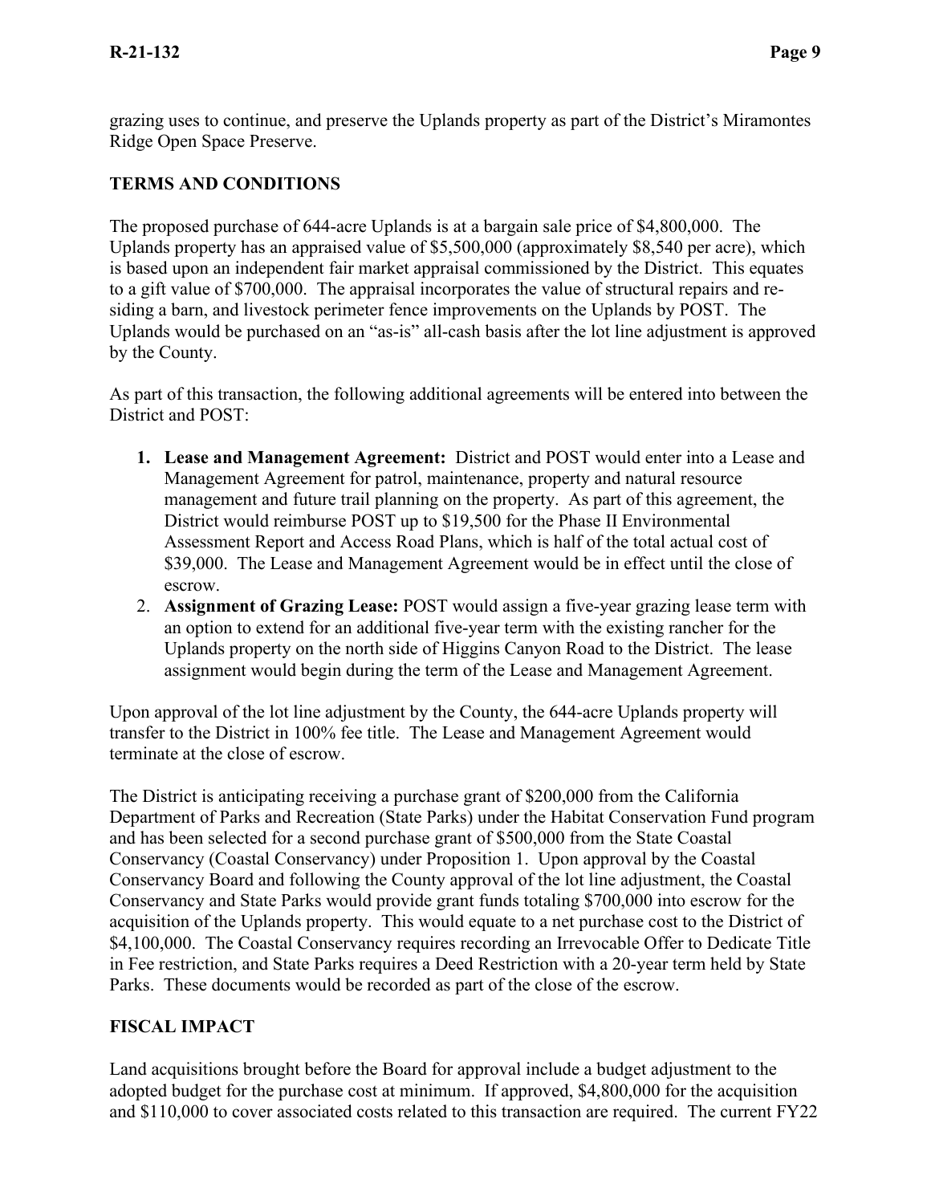grazing uses to continue, and preserve the Uplands property as part of the District's Miramontes Ridge Open Space Preserve.

## TERMS AND CONDITIONS

The proposed purchase of 644-acre Uplands is at a bargain sale price of $4,800,000. The Uplands property has an appraised value of $5,500,000 (approximately $8,540 per acre), which is based upon an independent fair market appraisal commissioned by the District. This equates to a gift value of $700,000. The appraisal incorporates the value of structural repairs and re-siding a barn, and livestock perimeter fence improvements on the Uplands by POST. The Uplands would be purchased on an "as-is" all-cash basis after the lot line adjustment is approved by the County.

As part of this transaction, the following additional agreements will be entered into between the District and POST:

1. **Lease and Management Agreement:** District and POST would enter into a Lease and Management Agreement for patrol, maintenance, property and natural resource management and future trail planning on the property. As part of this agreement, the District would reimburse POST up to $19,500 for the Phase II Environmental Assessment Report and Access Road Plans, which is half of the total actual cost of $39,000. The Lease and Management Agreement would be in effect until the close of escrow.
2. **Assignment of Grazing Lease:** POST would assign a five-year grazing lease term with an option to extend for an additional five-year term with the existing rancher for the Uplands property on the north side of Higgins Canyon Road to the District. The lease assignment would begin during the term of the Lease and Management Agreement.

Upon approval of the lot line adjustment by the County, the 644-acre Uplands property will transfer to the District in 100% fee title. The Lease and Management Agreement would terminate at the close of escrow.

The District is anticipating receiving a purchase grant of $200,000 from the California Department of Parks and Recreation (State Parks) under the Habitat Conservation Fund program and has been selected for a second purchase grant of $500,000 from the State Coastal Conservancy (Coastal Conservancy) under Proposition 1. Upon approval by the Coastal Conservancy Board and following the County approval of the lot line adjustment, the Coastal Conservancy and State Parks would provide grant funds totaling $700,000 into escrow for the acquisition of the Uplands property. This would equate to a net purchase cost to the District of $4,100,000. The Coastal Conservancy requires recording an Irrevocable Offer to Dedicate Title in Fee restriction, and State Parks requires a Deed Restriction with a 20-year term held by State Parks. These documents would be recorded as part of the close of the escrow.

## FISCAL IMPACT

Land acquisitions brought before the Board for approval include a budget adjustment to the adopted budget for the purchase cost at minimum. If approved, $4,800,000 for the acquisition and $110,000 to cover associated costs related to this transaction are required. The current FY22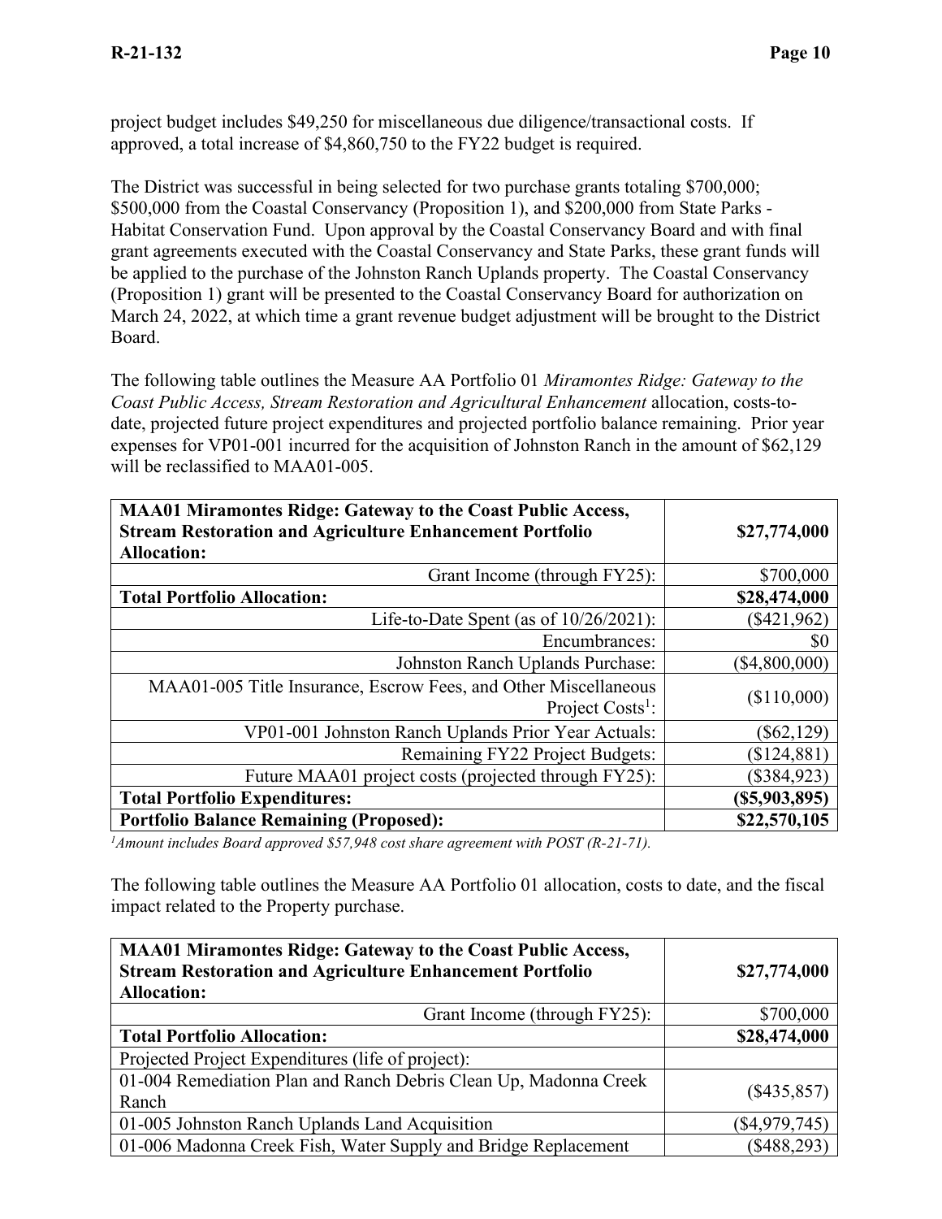project budget includes $49,250 for miscellaneous due diligence/transactional costs. If approved, a total increase of $4,860,750 to the FY22 budget is required.

The District was successful in being selected for two purchase grants totaling $700,000; $500,000 from the Coastal Conservancy (Proposition 1), and $200,000 from State Parks - Habitat Conservation Fund. Upon approval by the Coastal Conservancy Board and with final grant agreements executed with the Coastal Conservancy and State Parks, these grant funds will be applied to the purchase of the Johnston Ranch Uplands property. The Coastal Conservancy (Proposition 1) grant will be presented to the Coastal Conservancy Board for authorization on March 24, 2022, at which time a grant revenue budget adjustment will be brought to the District Board.

The following table outlines the Measure AA Portfolio 01 *Miramontes Ridge: Gateway to the Coast Public Access, Stream Restoration and Agricultural Enhancement* allocation, costs-to-date, projected future project expenditures and projected portfolio balance remaining. Prior year expenses for VP01-001 incurred for the acquisition of Johnston Ranch in the amount of $62,129 will be reclassified to MAA01-005.

| **MAA01 Miramontes Ridge: Gateway to the Coast Public Access, Stream Restoration and Agriculture Enhancement Portfolio Allocation:** | **$27,774,000** |
|---|---|
| Grant Income (through FY25): | $700,000 |
| **Total Portfolio Allocation:** | **$28,474,000** |
| Life-to-Date Spent (as of 10/26/2021): | ($421,962) |
| Encumbrances: | $0 |
| Johnston Ranch Uplands Purchase: | ($4,800,000) |
| MAA01-005 Title Insurance, Escrow Fees, and Other Miscellaneous Project Costs[1]: | ($110,000) |
| VP01-001 Johnston Ranch Uplands Prior Year Actuals: | ($62,129) |
| Remaining FY22 Project Budgets: | ($124,881) |
| Future MAA01 project costs (projected through FY25): | ($384,923) |
| **Total Portfolio Expenditures:** | **($5,903,895)** |
| **Portfolio Balance Remaining (Proposed):** | **$22,570,105** |

*[1]Amount includes Board approved $57,948 cost share agreement with POST (R-21-71).*

The following table outlines the Measure AA Portfolio 01 allocation, costs to date, and the fiscal impact related to the Property purchase.

| **MAA01 Miramontes Ridge: Gateway to the Coast Public Access, Stream Restoration and Agriculture Enhancement Portfolio Allocation:** | **$27,774,000** |
|---|---|
| Grant Income (through FY25): | $700,000 |
| **Total Portfolio Allocation:** | **$28,474,000** |
| Projected Project Expenditures (life of project): | |
| 01-004 Remediation Plan and Ranch Debris Clean Up, Madonna Creek Ranch | ($435,857) |
| 01-005 Johnston Ranch Uplands Land Acquisition | ($4,979,745) |
| 01-006 Madonna Creek Fish, Water Supply and Bridge Replacement | ($488,293) |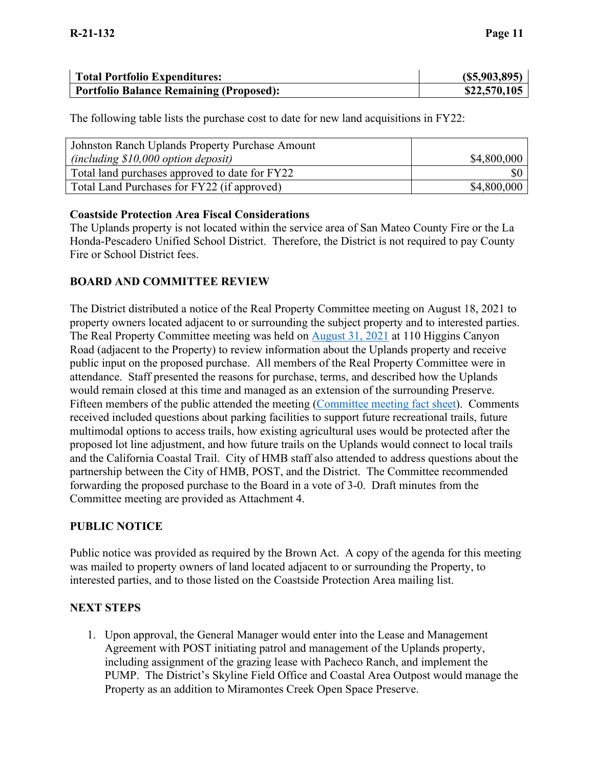| Total Portfolio Expenditures: | (\$5,903,895) |
| --- | --- |
| **Portfolio Balance Remaining (Proposed):** | **\$22,570,105** |

The following table lists the purchase cost to date for new land acquisitions in FY22:

| Johnston Ranch Uplands Property Purchase Amount *(including \$10,000 option deposit)* | \$4,800,000 |
| --- | --- |
| Total land purchases approved to date for FY22 | \$0 |
| Total Land Purchases for FY22 (if approved) | \$4,800,000 |

**Coastside Protection Area Fiscal Considerations**
The Uplands property is not located within the service area of San Mateo County Fire or the La Honda-Pescadero Unified School District. Therefore, the District is not required to pay County Fire or School District fees.

## BOARD AND COMMITTEE REVIEW

The District distributed a notice of the Real Property Committee meeting on August 18, 2021 to property owners located adjacent to or surrounding the subject property and to interested parties. The Real Property Committee meeting was held on August 31, 2021 at 110 Higgins Canyon Road (adjacent to the Property) to review information about the Uplands property and receive public input on the proposed purchase. All members of the Real Property Committee were in attendance. Staff presented the reasons for purchase, terms, and described how the Uplands would remain closed at this time and managed as an extension of the surrounding Preserve. Fifteen members of the public attended the meeting (Committee meeting fact sheet). Comments received included questions about parking facilities to support future recreational trails, future multimodal options to access trails, how existing agricultural uses would be protected after the proposed lot line adjustment, and how future trails on the Uplands would connect to local trails and the California Coastal Trail. City of HMB staff also attended to address questions about the partnership between the City of HMB, POST, and the District. The Committee recommended forwarding the proposed purchase to the Board in a vote of 3-0. Draft minutes from the Committee meeting are provided as Attachment 4.

## PUBLIC NOTICE

Public notice was provided as required by the Brown Act. A copy of the agenda for this meeting was mailed to property owners of land located adjacent to or surrounding the Property, to interested parties, and to those listed on the Coastside Protection Area mailing list.

## NEXT STEPS

1. Upon approval, the General Manager would enter into the Lease and Management Agreement with POST initiating patrol and management of the Uplands property, including assignment of the grazing lease with Pacheco Ranch, and implement the PUMP. The District's Skyline Field Office and Coastal Area Outpost would manage the Property as an addition to Miramontes Creek Open Space Preserve.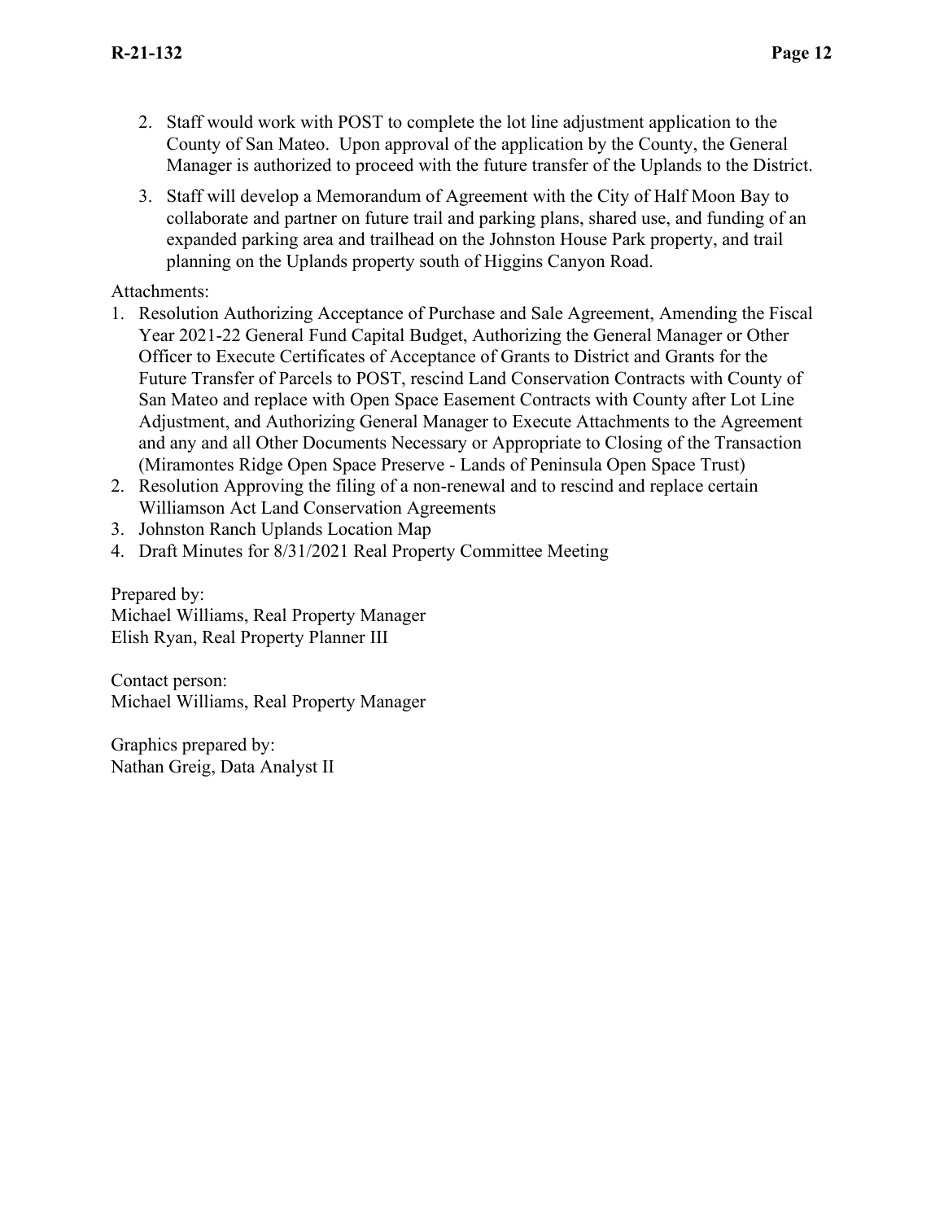2. Staff would work with POST to complete the lot line adjustment application to the County of San Mateo. Upon approval of the application by the County, the General Manager is authorized to proceed with the future transfer of the Uplands to the District.
3. Staff will develop a Memorandum of Agreement with the City of Half Moon Bay to collaborate and partner on future trail and parking plans, shared use, and funding of an expanded parking area and trailhead on the Johnston House Park property, and trail planning on the Uplands property south of Higgins Canyon Road.

Attachments:

1. Resolution Authorizing Acceptance of Purchase and Sale Agreement, Amending the Fiscal Year 2021-22 General Fund Capital Budget, Authorizing the General Manager or Other Officer to Execute Certificates of Acceptance of Grants to District and Grants for the Future Transfer of Parcels to POST, rescind Land Conservation Contracts with County of San Mateo and replace with Open Space Easement Contracts with County after Lot Line Adjustment, and Authorizing General Manager to Execute Attachments to the Agreement and any and all Other Documents Necessary or Appropriate to Closing of the Transaction (Miramontes Ridge Open Space Preserve - Lands of Peninsula Open Space Trust)
2. Resolution Approving the filing of a non-renewal and to rescind and replace certain Williamson Act Land Conservation Agreements
3. Johnston Ranch Uplands Location Map
4. Draft Minutes for 8/31/2021 Real Property Committee Meeting

Prepared by:
Michael Williams, Real Property Manager
Elish Ryan, Real Property Planner III

Contact person:
Michael Williams, Real Property Manager

Graphics prepared by:
Nathan Greig, Data Analyst II